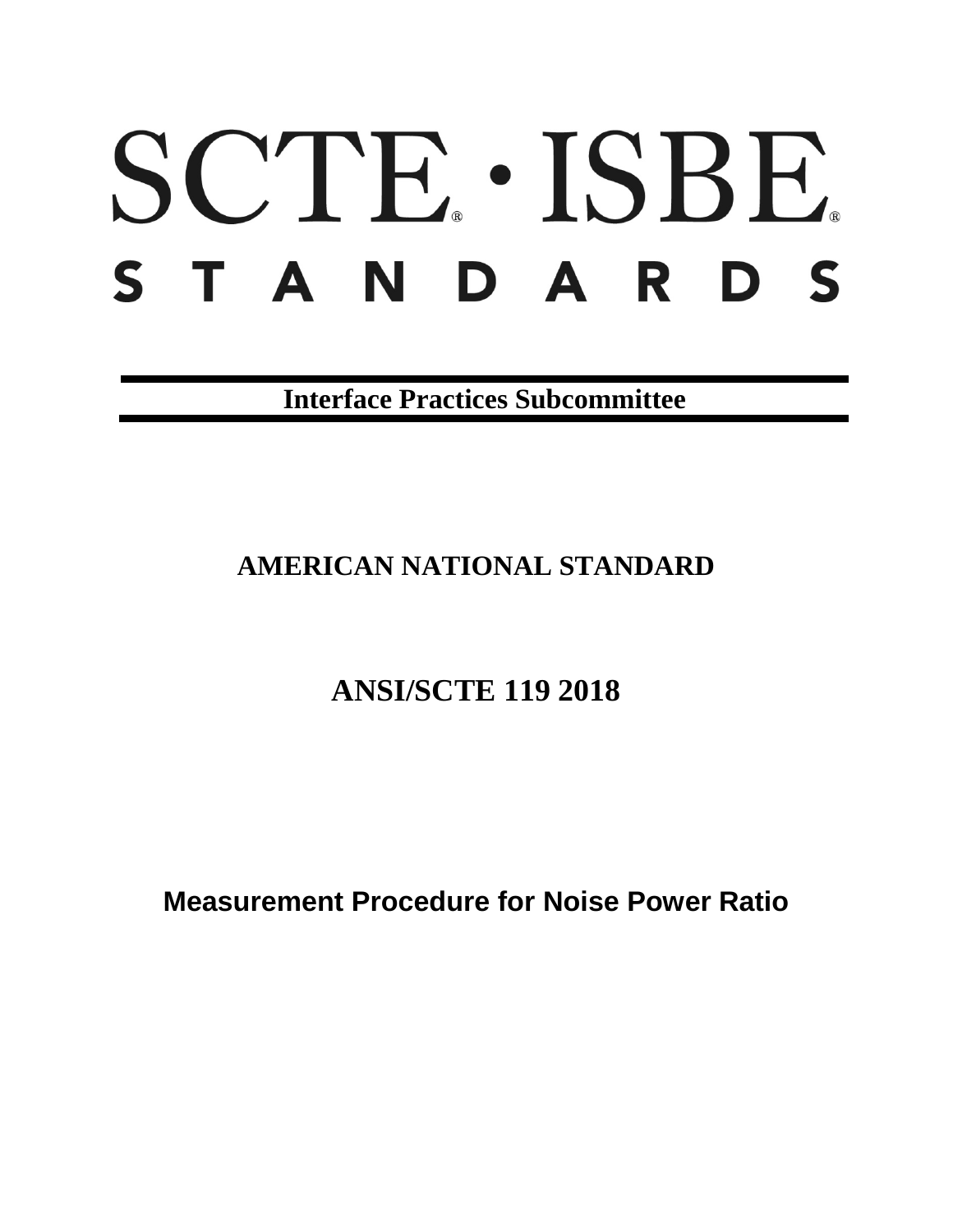# SCTE · ISBE STANDARDS

**Interface Practices Subcommittee**

**AMERICAN NATIONAL STANDARD**

**ANSI/SCTE 119 2018**

**Measurement Procedure for Noise Power Ratio**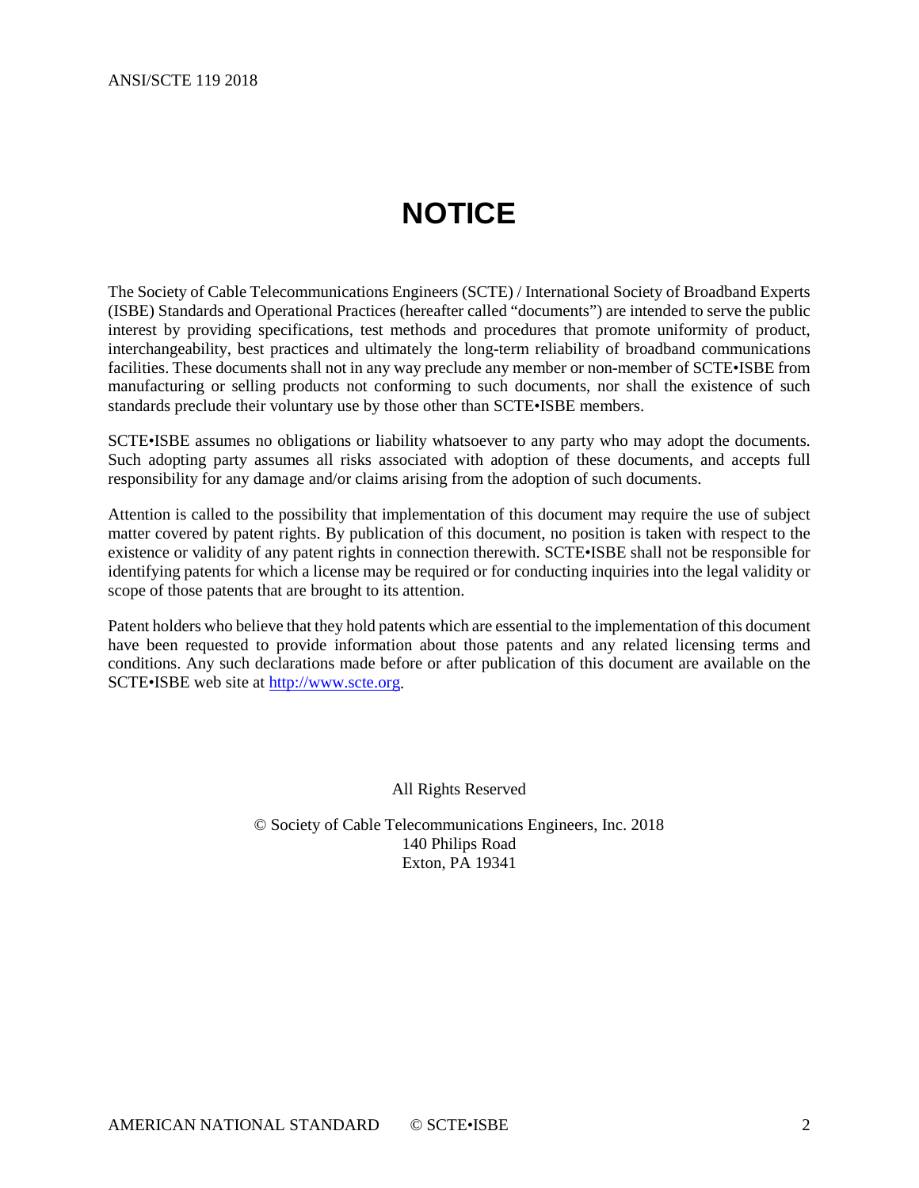# NOTICE

The Society of Cable Telecommunications Engineers (SCTE) / International Society of Broadband Experts (ISBE) Standards and Operational Practices (hereafter called "documents") are intended to serve the public interest by providing specifications, test methods and procedures that promote uniformity of product, interchangeability, best practices and ultimately the long-term reliability of broadband communications facilities. These documents shall not in any way preclude any member or non-member of SCTE•ISBE from manufacturing or selling products not conforming to such documents, nor shall the existence of such standards preclude their voluntary use by those other than SCTE•ISBE members.

SCTE•ISBE assumes no obligations or liability whatsoever to any party who may adopt the documents. Such adopting party assumes all risks associated with adoption of these documents, and accepts full responsibility for any damage and/or claims arising from the adoption of such documents.

Attention is called to the possibility that implementation of this document may require the use of subject matter covered by patent rights. By publication of this document, no position is taken with respect to the existence or validity of any patent rights in connection therewith. SCTE•ISBE shall not be responsible for identifying patents for which a license may be required or for conducting inquiries into the legal validity or scope of those patents that are brought to its attention.

Patent holders who believe that they hold patents which are essential to the implementation of this document have been requested to provide information about those patents and any related licensing terms and conditions. Any such declarations made before or after publication of this document are available on the SCTE•ISBE web site at http://www.scte.org.

All Rights Reserved

© Society of Cable Telecommunications Engineers, Inc. 2018
140 Philips Road
Exton, PA 19341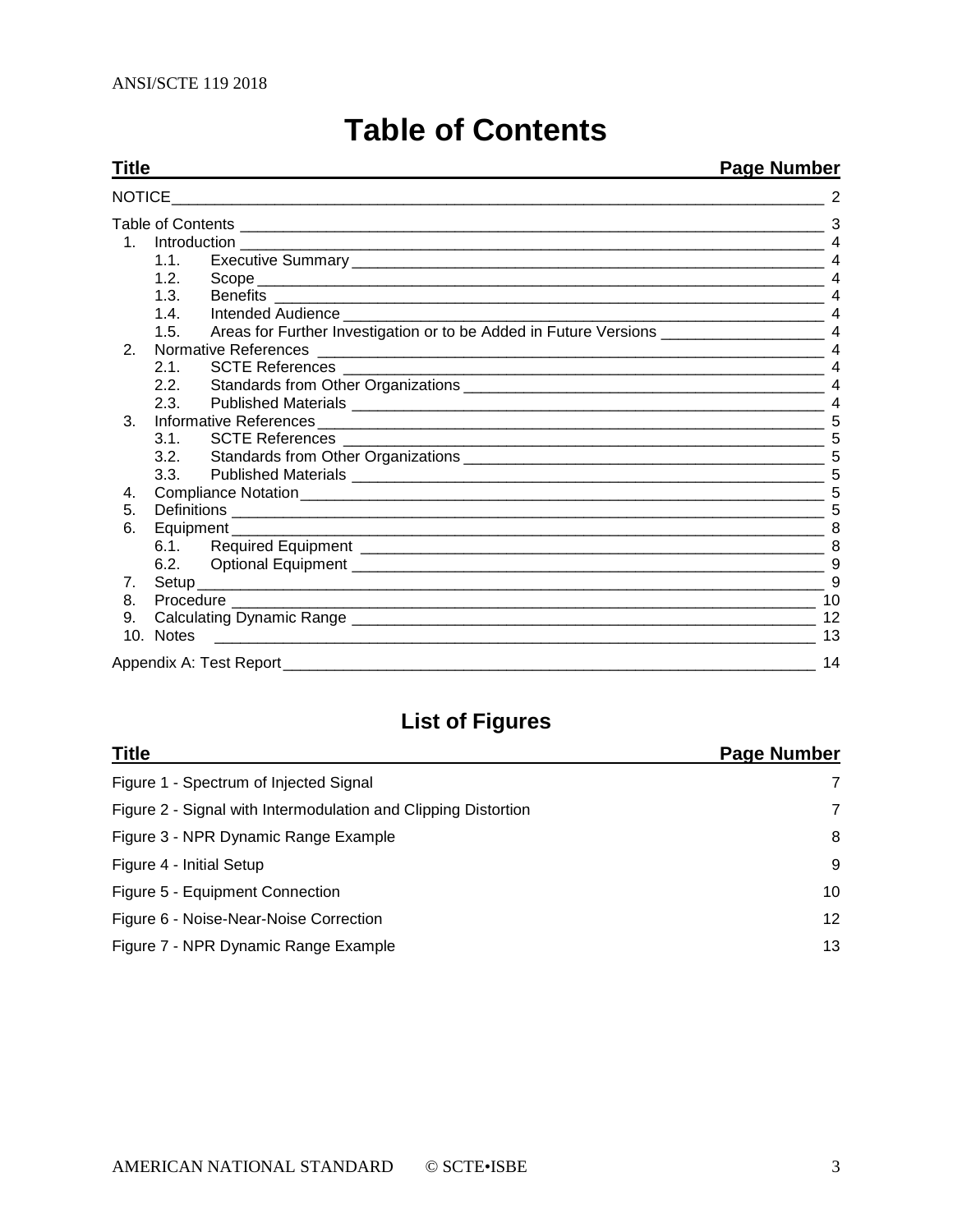# Table of Contents

| Title | Page Number |
|---|---|
| NOTICE | 2 |
| Table of Contents | 3 |
| 1. Introduction | 4 |
| 1.1. Executive Summary | 4 |
| 1.2. Scope | 4 |
| 1.3. Benefits | 4 |
| 1.4. Intended Audience | 4 |
| 1.5. Areas for Further Investigation or to be Added in Future Versions | 4 |
| 2. Normative References | 4 |
| 2.1. SCTE References | 4 |
| 2.2. Standards from Other Organizations | 4 |
| 2.3. Published Materials | 4 |
| 3. Informative References | 5 |
| 3.1. SCTE References | 5 |
| 3.2. Standards from Other Organizations | 5 |
| 3.3. Published Materials | 5 |
| 4. Compliance Notation | 5 |
| 5. Definitions | 5 |
| 6. Equipment | 8 |
| 6.1. Required Equipment | 8 |
| 6.2. Optional Equipment | 9 |
| 7. Setup | 9 |
| 8. Procedure | 10 |
| 9. Calculating Dynamic Range | 12 |
| 10. Notes | 13 |
| Appendix A: Test Report | 14 |

## List of Figures

| Title | Page Number |
|---|---|
| Figure 1 - Spectrum of Injected Signal | 7 |
| Figure 2 - Signal with Intermodulation and Clipping Distortion | 7 |
| Figure 3 - NPR Dynamic Range Example | 8 |
| Figure 4 - Initial Setup | 9 |
| Figure 5 - Equipment Connection | 10 |
| Figure 6 - Noise-Near-Noise Correction | 12 |
| Figure 7 - NPR Dynamic Range Example | 13 |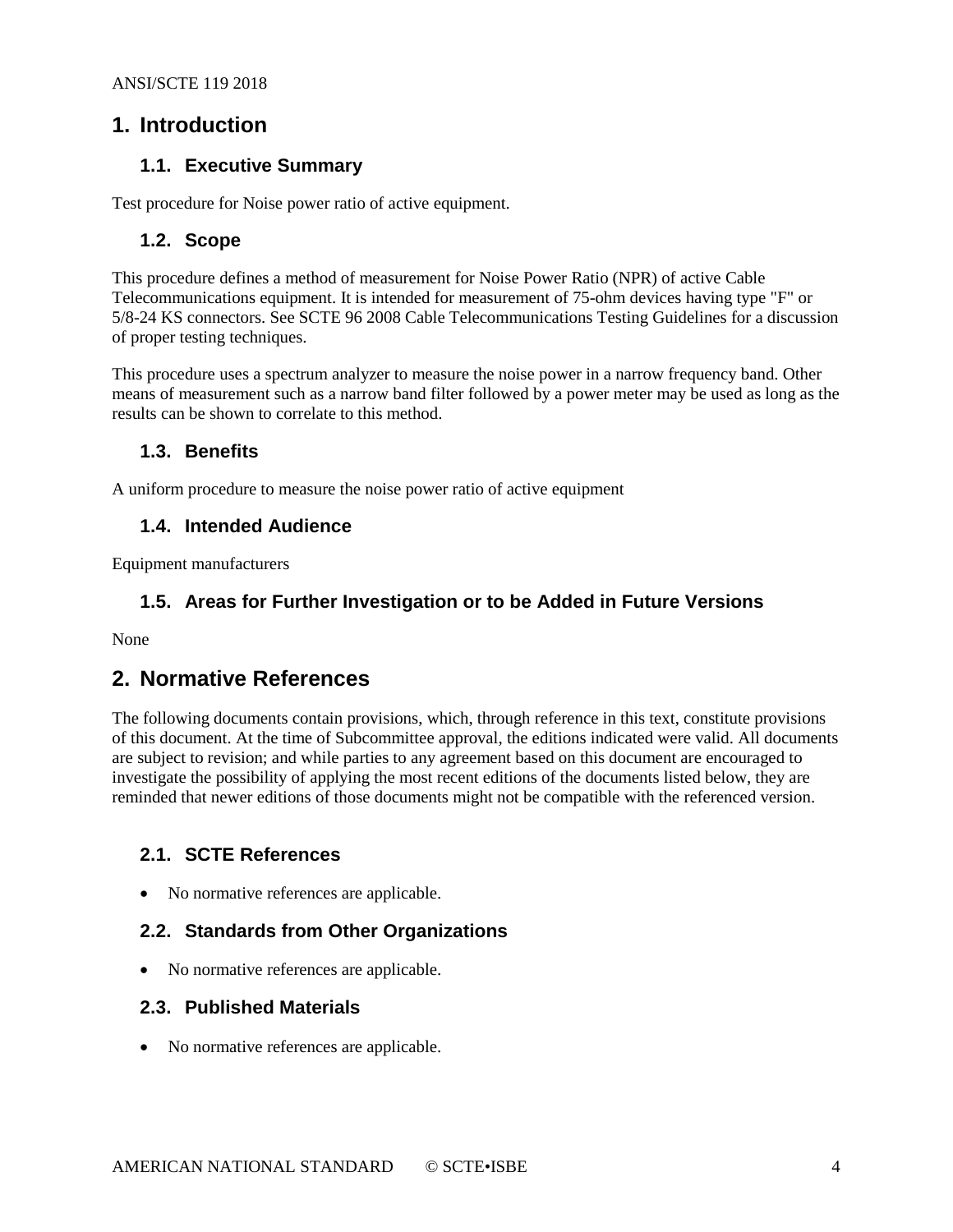# 1. Introduction

## 1.1. Executive Summary

Test procedure for Noise power ratio of active equipment.

## 1.2. Scope

This procedure defines a method of measurement for Noise Power Ratio (NPR) of active Cable Telecommunications equipment. It is intended for measurement of 75-ohm devices having type "F" or 5/8-24 KS connectors. See SCTE 96 2008 Cable Telecommunications Testing Guidelines for a discussion of proper testing techniques.

This procedure uses a spectrum analyzer to measure the noise power in a narrow frequency band. Other means of measurement such as a narrow band filter followed by a power meter may be used as long as the results can be shown to correlate to this method.

## 1.3. Benefits

A uniform procedure to measure the noise power ratio of active equipment

## 1.4. Intended Audience

Equipment manufacturers

## 1.5. Areas for Further Investigation or to be Added in Future Versions

None

# 2. Normative References

The following documents contain provisions, which, through reference in this text, constitute provisions of this document. At the time of Subcommittee approval, the editions indicated were valid. All documents are subject to revision; and while parties to any agreement based on this document are encouraged to investigate the possibility of applying the most recent editions of the documents listed below, they are reminded that newer editions of those documents might not be compatible with the referenced version.

## 2.1. SCTE References

- No normative references are applicable.

## 2.2. Standards from Other Organizations

- No normative references are applicable.

## 2.3. Published Materials

- No normative references are applicable.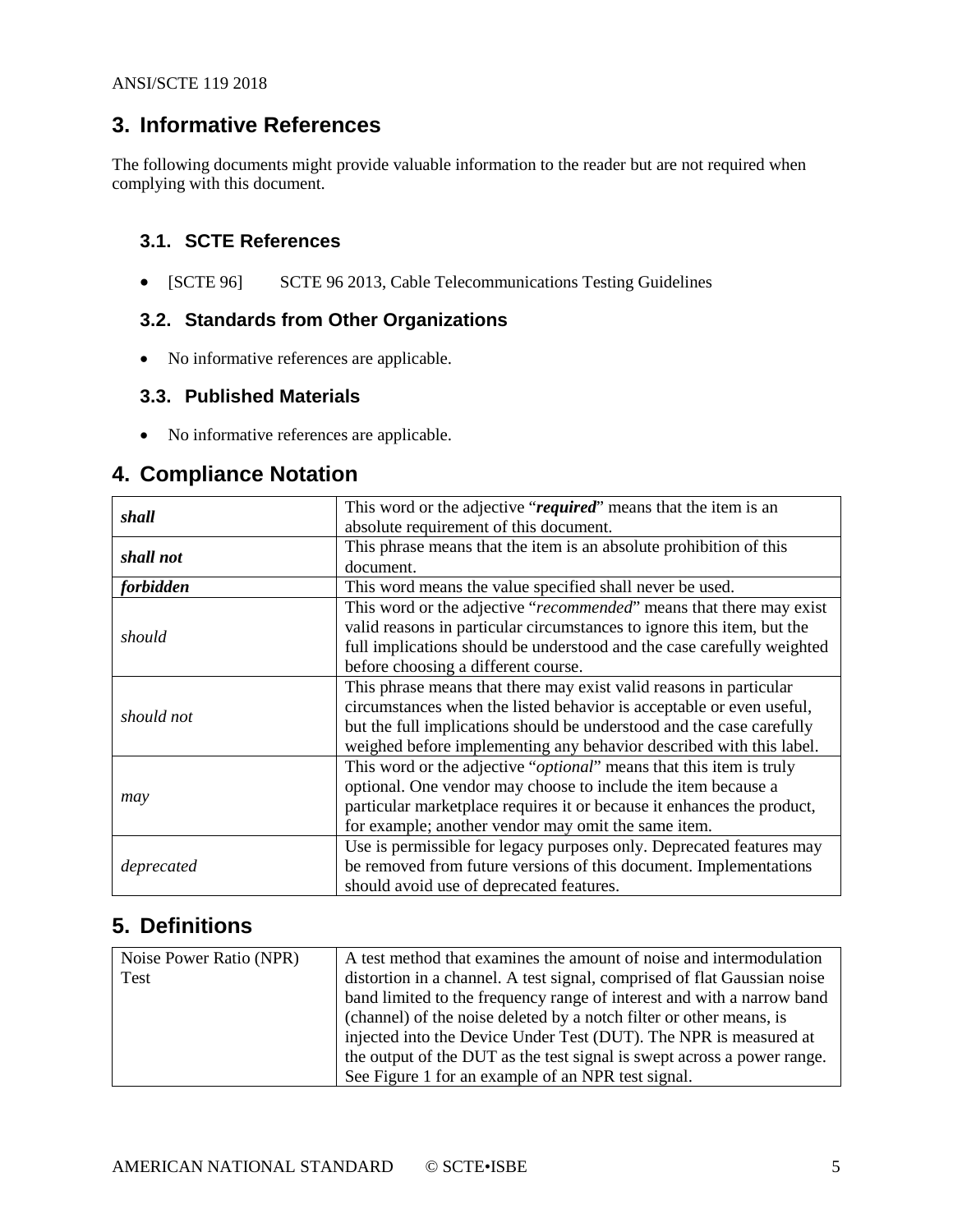## 3. Informative References

The following documents might provide valuable information to the reader but are not required when complying with this document.

### 3.1. SCTE References

- [SCTE 96] SCTE 96 2013, Cable Telecommunications Testing Guidelines

### 3.2. Standards from Other Organizations

- No informative references are applicable.

### 3.3. Published Materials

- No informative references are applicable.

## 4. Compliance Notation

| | |
|---|---|
| ***shall*** | This word or the adjective "***required***" means that the item is an absolute requirement of this document. |
| ***shall not*** | This phrase means that the item is an absolute prohibition of this document. |
| ***forbidden*** | This word means the value specified shall never be used. |
| *should* | This word or the adjective "*recommended*" means that there may exist valid reasons in particular circumstances to ignore this item, but the full implications should be understood and the case carefully weighted before choosing a different course. |
| *should not* | This phrase means that there may exist valid reasons in particular circumstances when the listed behavior is acceptable or even useful, but the full implications should be understood and the case carefully weighed before implementing any behavior described with this label. |
| *may* | This word or the adjective "*optional*" means that this item is truly optional. One vendor may choose to include the item because a particular marketplace requires it or because it enhances the product, for example; another vendor may omit the same item. |
| *deprecated* | Use is permissible for legacy purposes only. Deprecated features may be removed from future versions of this document. Implementations should avoid use of deprecated features. |

## 5. Definitions

| | |
|---|---|
| Noise Power Ratio (NPR) Test | A test method that examines the amount of noise and intermodulation distortion in a channel. A test signal, comprised of flat Gaussian noise band limited to the frequency range of interest and with a narrow band (channel) of the noise deleted by a notch filter or other means, is injected into the Device Under Test (DUT). The NPR is measured at the output of the DUT as the test signal is swept across a power range. See Figure 1 for an example of an NPR test signal. |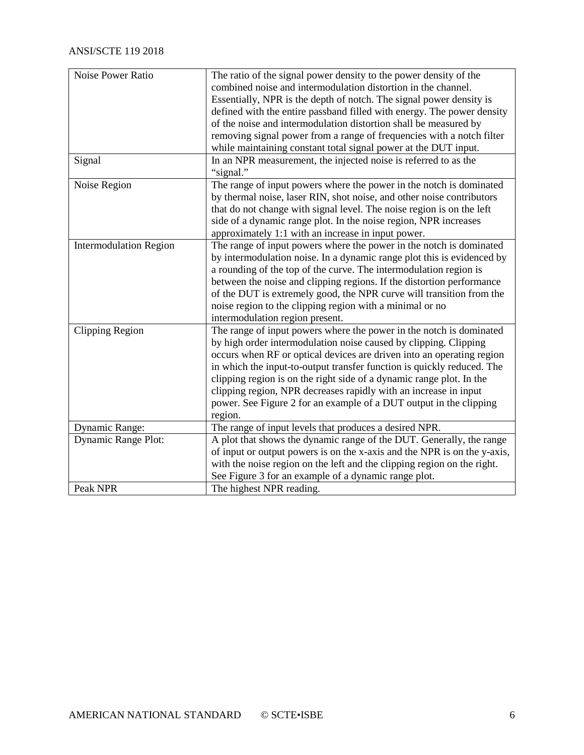| | |
|---|---|
| Noise Power Ratio | The ratio of the signal power density to the power density of the combined noise and intermodulation distortion in the channel. Essentially, NPR is the depth of notch. The signal power density is defined with the entire passband filled with energy. The power density of the noise and intermodulation distortion shall be measured by removing signal power from a range of frequencies with a notch filter while maintaining constant total signal power at the DUT input. |
| Signal | In an NPR measurement, the injected noise is referred to as the "signal." |
| Noise Region | The range of input powers where the power in the notch is dominated by thermal noise, laser RIN, shot noise, and other noise contributors that do not change with signal level. The noise region is on the left side of a dynamic range plot. In the noise region, NPR increases approximately 1:1 with an increase in input power. |
| Intermodulation Region | The range of input powers where the power in the notch is dominated by intermodulation noise. In a dynamic range plot this is evidenced by a rounding of the top of the curve. The intermodulation region is between the noise and clipping regions. If the distortion performance of the DUT is extremely good, the NPR curve will transition from the noise region to the clipping region with a minimal or no intermodulation region present. |
| Clipping Region | The range of input powers where the power in the notch is dominated by high order intermodulation noise caused by clipping. Clipping occurs when RF or optical devices are driven into an operating region in which the input-to-output transfer function is quickly reduced. The clipping region is on the right side of a dynamic range plot. In the clipping region, NPR decreases rapidly with an increase in input power. See Figure 2 for an example of a DUT output in the clipping region. |
| Dynamic Range: | The range of input levels that produces a desired NPR. |
| Dynamic Range Plot: | A plot that shows the dynamic range of the DUT. Generally, the range of input or output powers is on the x-axis and the NPR is on the y-axis, with the noise region on the left and the clipping region on the right. See Figure 3 for an example of a dynamic range plot. |
| Peak NPR | The highest NPR reading. |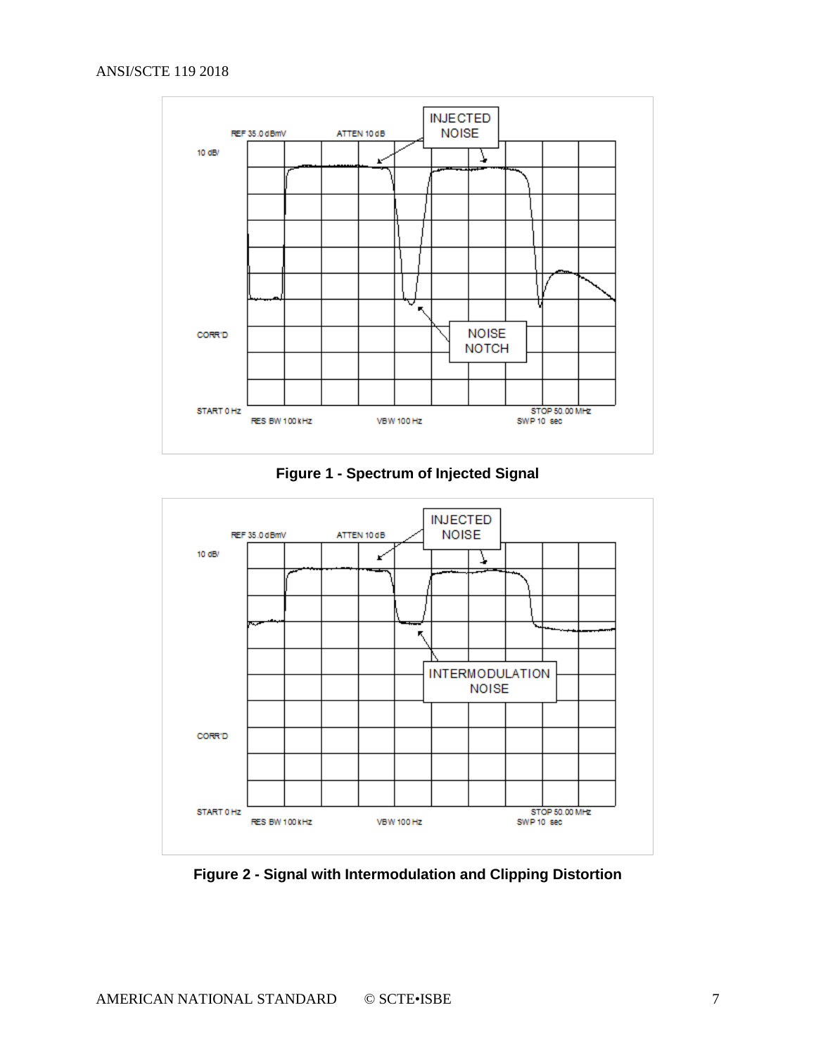**Figure 1 - Spectrum of Injected Signal**

**Figure 2 - Signal with Intermodulation and Clipping Distortion**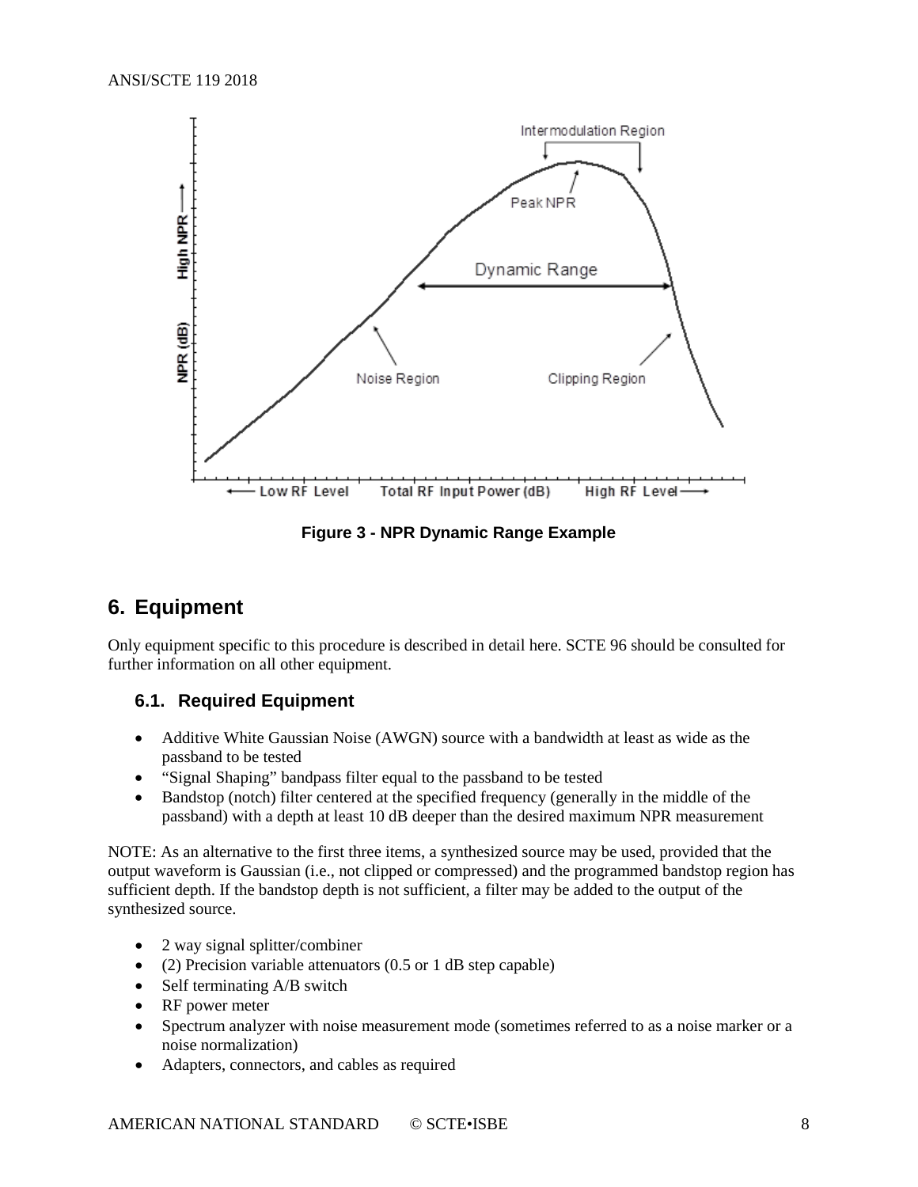Figure 3 - NPR Dynamic Range Example

## 6. Equipment

Only equipment specific to this procedure is described in detail here. SCTE 96 should be consulted for further information on all other equipment.

### 6.1. Required Equipment

- Additive White Gaussian Noise (AWGN) source with a bandwidth at least as wide as the passband to be tested
- "Signal Shaping" bandpass filter equal to the passband to be tested
- Bandstop (notch) filter centered at the specified frequency (generally in the middle of the passband) with a depth at least 10 dB deeper than the desired maximum NPR measurement

NOTE: As an alternative to the first three items, a synthesized source may be used, provided that the output waveform is Gaussian (i.e., not clipped or compressed) and the programmed bandstop region has sufficient depth. If the bandstop depth is not sufficient, a filter may be added to the output of the synthesized source.

- 2 way signal splitter/combiner
- (2) Precision variable attenuators (0.5 or 1 dB step capable)
- Self terminating A/B switch
- RF power meter
- Spectrum analyzer with noise measurement mode (sometimes referred to as a noise marker or a noise normalization)
- Adapters, connectors, and cables as required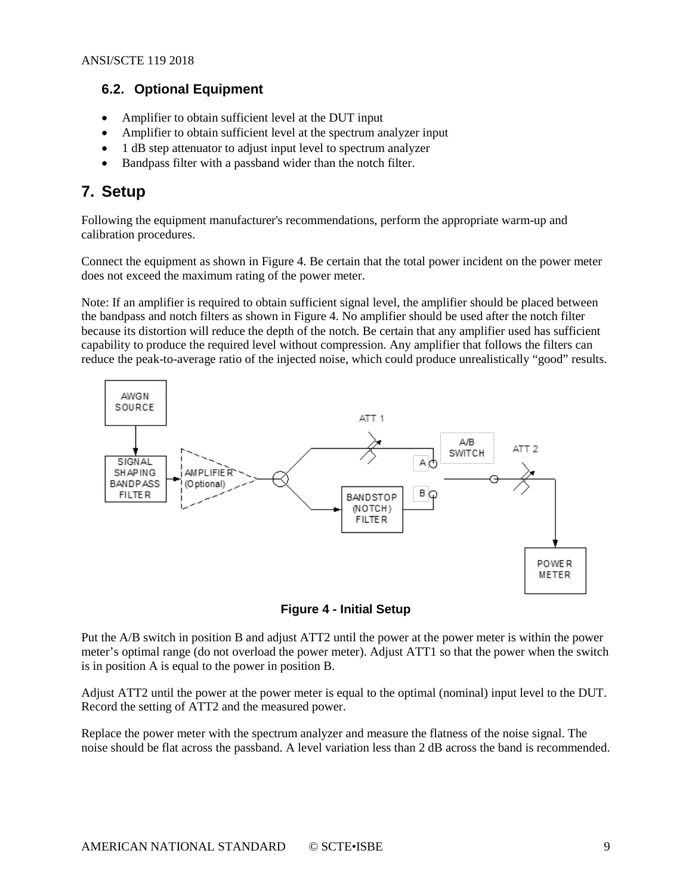### 6.2. Optional Equipment

- Amplifier to obtain sufficient level at the DUT input
- Amplifier to obtain sufficient level at the spectrum analyzer input
- 1 dB step attenuator to adjust input level to spectrum analyzer
- Bandpass filter with a passband wider than the notch filter.

## 7. Setup

Following the equipment manufacturer's recommendations, perform the appropriate warm-up and calibration procedures.

Connect the equipment as shown in Figure 4. Be certain that the total power incident on the power meter does not exceed the maximum rating of the power meter.

Note: If an amplifier is required to obtain sufficient signal level, the amplifier should be placed between the bandpass and notch filters as shown in Figure 4. No amplifier should be used after the notch filter because its distortion will reduce the depth of the notch. Be certain that any amplifier used has sufficient capability to produce the required level without compression. Any amplifier that follows the filters can reduce the peak-to-average ratio of the injected noise, which could produce unrealistically "good" results.

**Figure 4 - Initial Setup**

Put the A/B switch in position B and adjust ATT2 until the power at the power meter is within the power meter's optimal range (do not overload the power meter). Adjust ATT1 so that the power when the switch is in position A is equal to the power in position B.

Adjust ATT2 until the power at the power meter is equal to the optimal (nominal) input level to the DUT. Record the setting of ATT2 and the measured power.

Replace the power meter with the spectrum analyzer and measure the flatness of the noise signal. The noise should be flat across the passband. A level variation less than 2 dB across the band is recommended.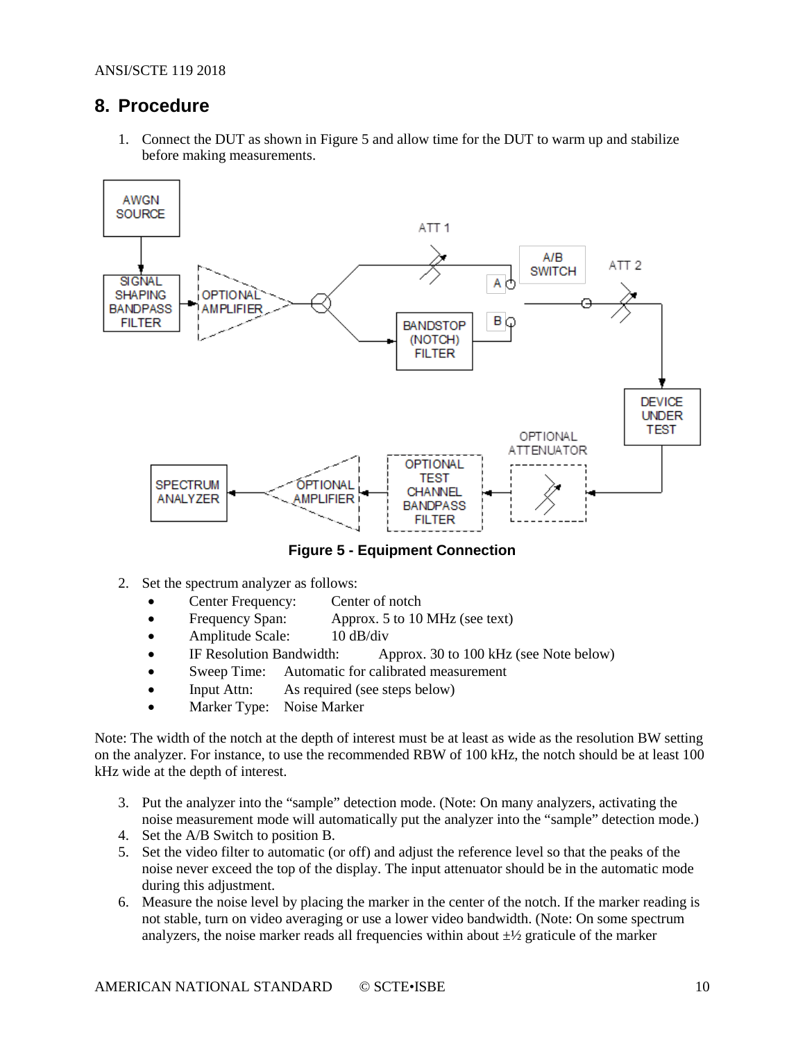# 8. Procedure

1. Connect the DUT as shown in Figure 5 and allow time for the DUT to warm up and stabilize before making measurements.

**Figure 5 - Equipment Connection**

2. Set the spectrum analyzer as follows:
   - Center Frequency: Center of notch
   - Frequency Span: Approx. 5 to 10 MHz (see text)
   - Amplitude Scale: 10 dB/div
   - IF Resolution Bandwidth: Approx. 30 to 100 kHz (see Note below)
   - Sweep Time: Automatic for calibrated measurement
   - Input Attn: As required (see steps below)
   - Marker Type: Noise Marker

Note: The width of the notch at the depth of interest must be at least as wide as the resolution BW setting on the analyzer. For instance, to use the recommended RBW of 100 kHz, the notch should be at least 100 kHz wide at the depth of interest.

3. Put the analyzer into the "sample" detection mode. (Note: On many analyzers, activating the noise measurement mode will automatically put the analyzer into the "sample" detection mode.)
4. Set the A/B Switch to position B.
5. Set the video filter to automatic (or off) and adjust the reference level so that the peaks of the noise never exceed the top of the display. The input attenuator should be in the automatic mode during this adjustment.
6. Measure the noise level by placing the marker in the center of the notch. If the marker reading is not stable, turn on video averaging or use a lower video bandwidth. (Note: On some spectrum analyzers, the noise marker reads all frequencies within about ±½ graticule of the marker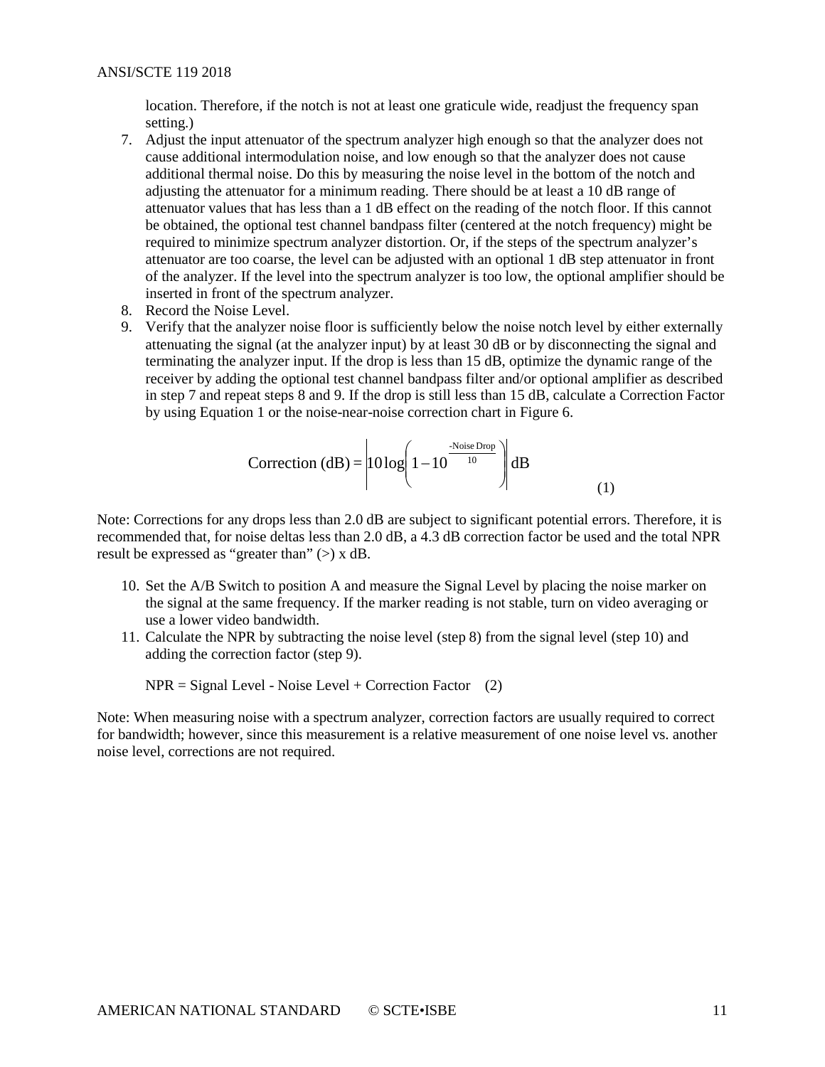location. Therefore, if the notch is not at least one graticule wide, readjust the frequency span setting.)

7. Adjust the input attenuator of the spectrum analyzer high enough so that the analyzer does not cause additional intermodulation noise, and low enough so that the analyzer does not cause additional thermal noise. Do this by measuring the noise level in the bottom of the notch and adjusting the attenuator for a minimum reading. There should be at least a 10 dB range of attenuator values that has less than a 1 dB effect on the reading of the notch floor. If this cannot be obtained, the optional test channel bandpass filter (centered at the notch frequency) might be required to minimize spectrum analyzer distortion. Or, if the steps of the spectrum analyzer's attenuator are too coarse, the level can be adjusted with an optional 1 dB step attenuator in front of the analyzer. If the level into the spectrum analyzer is too low, the optional amplifier should be inserted in front of the spectrum analyzer.
8. Record the Noise Level.
9. Verify that the analyzer noise floor is sufficiently below the noise notch level by either externally attenuating the signal (at the analyzer input) by at least 30 dB or by disconnecting the signal and terminating the analyzer input. If the drop is less than 15 dB, optimize the dynamic range of the receiver by adding the optional test channel bandpass filter and/or optional amplifier as described in step 7 and repeat steps 8 and 9. If the drop is still less than 15 dB, calculate a Correction Factor by using Equation 1 or the noise-near-noise correction chart in Figure 6.

$$\text{Correction (dB)} = \left| 10\log\left(1 - 10^{\frac{\text{-Noise Drop}}{10}}\right) \right| \text{dB} \qquad (1)$$

Note: Corrections for any drops less than 2.0 dB are subject to significant potential errors. Therefore, it is recommended that, for noise deltas less than 2.0 dB, a 4.3 dB correction factor be used and the total NPR result be expressed as "greater than" (>) x dB.

10. Set the A/B Switch to position A and measure the Signal Level by placing the noise marker on the signal at the same frequency. If the marker reading is not stable, turn on video averaging or use a lower video bandwidth.
11. Calculate the NPR by subtracting the noise level (step 8) from the signal level (step 10) and adding the correction factor (step 9).

    NPR = Signal Level - Noise Level + Correction Factor (2)

Note: When measuring noise with a spectrum analyzer, correction factors are usually required to correct for bandwidth; however, since this measurement is a relative measurement of one noise level vs. another noise level, corrections are not required.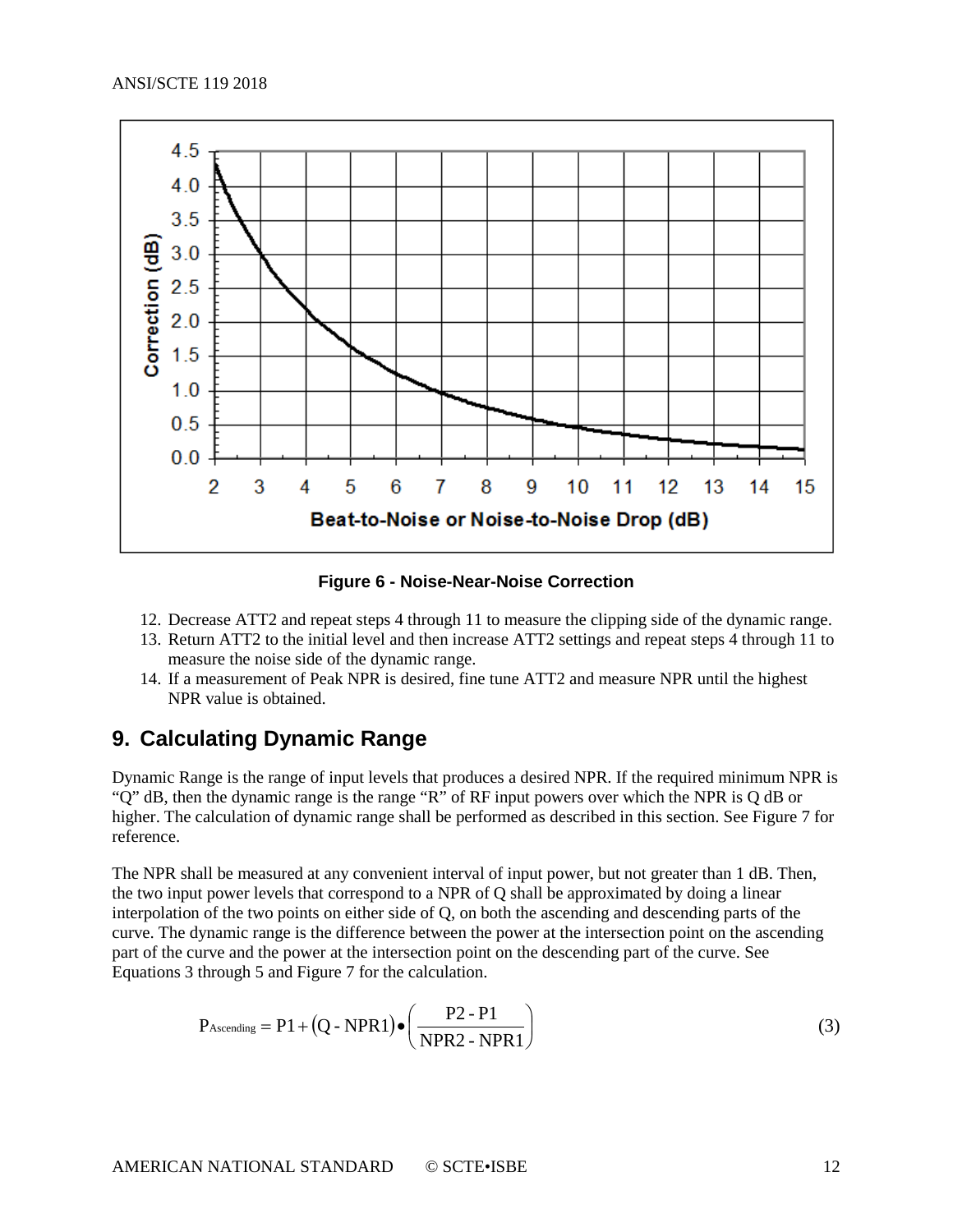Figure 6 - Noise-Near-Noise Correction

12. Decrease ATT2 and repeat steps 4 through 11 to measure the clipping side of the dynamic range.
13. Return ATT2 to the initial level and then increase ATT2 settings and repeat steps 4 through 11 to measure the noise side of the dynamic range.
14. If a measurement of Peak NPR is desired, fine tune ATT2 and measure NPR until the highest NPR value is obtained.

## 9. Calculating Dynamic Range

Dynamic Range is the range of input levels that produces a desired NPR. If the required minimum NPR is "Q" dB, then the dynamic range is the range "R" of RF input powers over which the NPR is Q dB or higher. The calculation of dynamic range shall be performed as described in this section. See Figure 7 for reference.

The NPR shall be measured at any convenient interval of input power, but not greater than 1 dB. Then, the two input power levels that correspond to a NPR of Q shall be approximated by doing a linear interpolation of the two points on either side of Q, on both the ascending and descending parts of the curve. The dynamic range is the difference between the power at the intersection point on the ascending part of the curve and the power at the intersection point on the descending part of the curve. See Equations 3 through 5 and Figure 7 for the calculation.

$$P_{Ascending} = P1 + (Q - NPR1) \bullet \left( \frac{P2 - P1}{NPR2 - NPR1} \right) \qquad (3)$$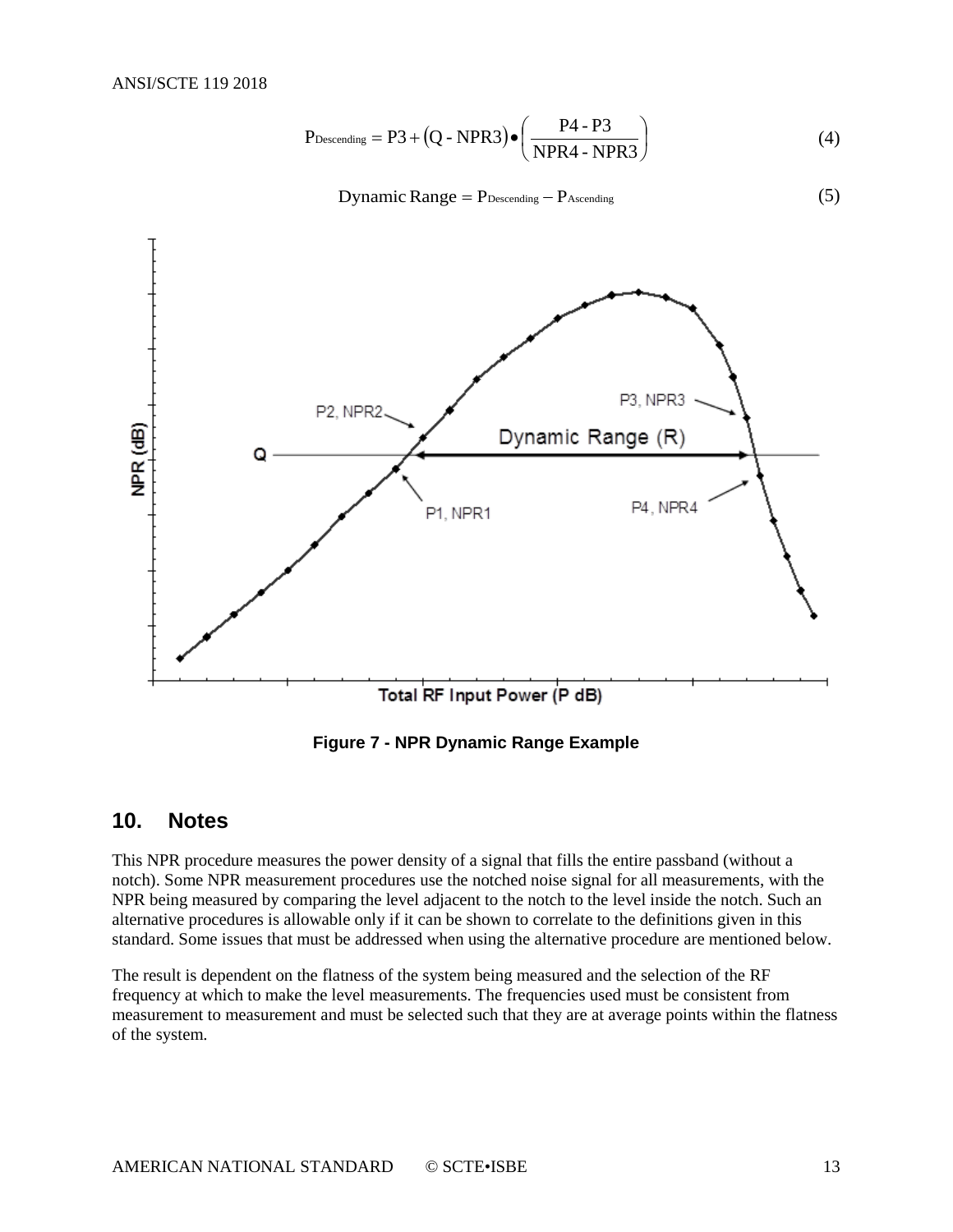$$P_{Descending} = P3 + (Q - NPR3) \bullet \left( \frac{P4 - P3}{NPR4 - NPR3} \right) \tag{4}$$

$$\text{Dynamic Range} = P_{Descending} - P_{Ascending} \tag{5}$$

**Figure 7 - NPR Dynamic Range Example**

## 10. Notes

This NPR procedure measures the power density of a signal that fills the entire passband (without a notch). Some NPR measurement procedures use the notched noise signal for all measurements, with the NPR being measured by comparing the level adjacent to the notch to the level inside the notch. Such an alternative procedures is allowable only if it can be shown to correlate to the definitions given in this standard. Some issues that must be addressed when using the alternative procedure are mentioned below.

The result is dependent on the flatness of the system being measured and the selection of the RF frequency at which to make the level measurements. The frequencies used must be consistent from measurement to measurement and must be selected such that they are at average points within the flatness of the system.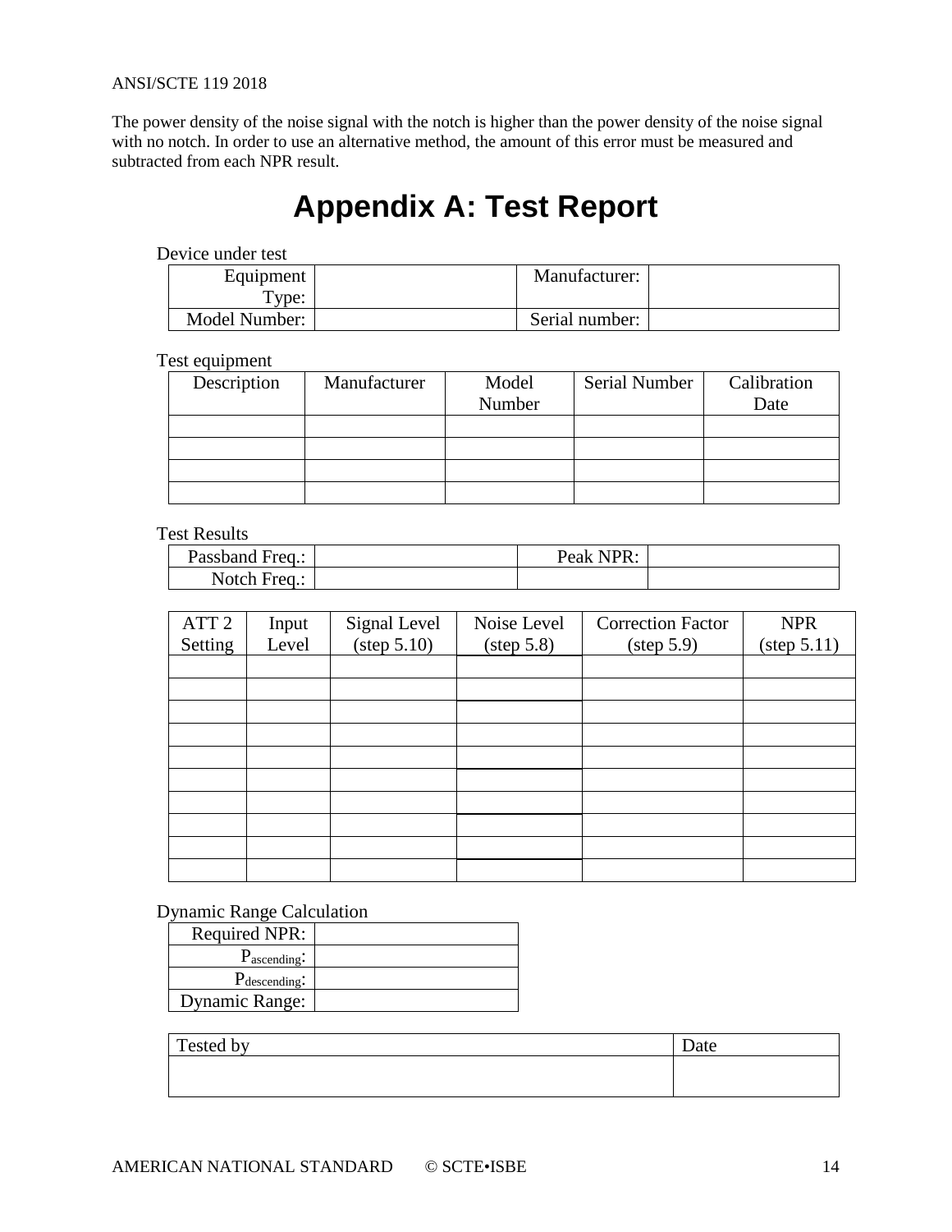The power density of the noise signal with the notch is higher than the power density of the noise signal with no notch. In order to use an alternative method, the amount of this error must be measured and subtracted from each NPR result.

# Appendix A: Test Report

Device under test

| | | | |
|---|---|---|---|
| Equipment Type: | | Manufacturer: | |
| Model Number: | | Serial number: | |

Test equipment

| Description | Manufacturer | Model Number | Serial Number | Calibration Date |
|---|---|---|---|---|
| | | | | |
| | | | | |
| | | | | |
| | | | | |

Test Results

| | | | |
|---|---|---|---|
| Passband Freq.: | | Peak NPR: | |
| Notch Freq.: | | | |

| ATT 2 Setting | Input Level | Signal Level (step 5.10) | Noise Level (step 5.8) | Correction Factor (step 5.9) | NPR (step 5.11) |
|---|---|---|---|---|---|
| | | | | | |
| | | | | | |
| | | | | | |
| | | | | | |
| | | | | | |
| | | | | | |
| | | | | | |
| | | | | | |
| | | | | | |
| | | | | | |

Dynamic Range Calculation

| | |
|---|---|
| Required NPR: | |
| $P_{ascending}$: | |
| $P_{descending}$: | |
| Dynamic Range: | |

| Tested by | Date |
|---|---|
| | |